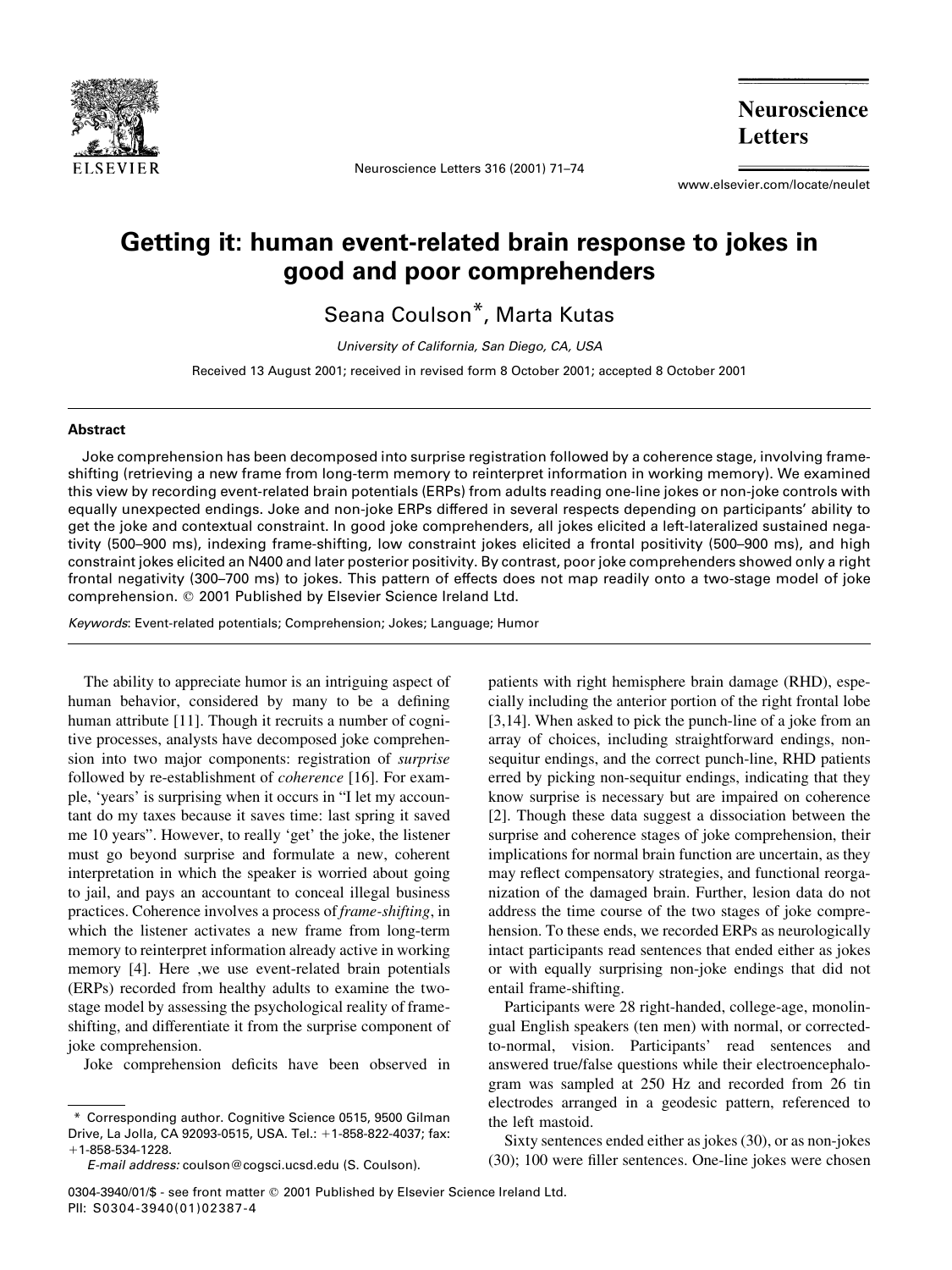# Getting it: human event-related brain response to jokes in good and poor comprehenders

Seana Coulson*, Marta Kutas

*University of California, San Diego, CA, USA*

Received 13 August 2001; received in revised form 8 October 2001; accepted 8 October 2001

## Abstract

Joke comprehension has been decomposed into surprise registration followed by a coherence stage, involving frame-shifting (retrieving a new frame from long-term memory to reinterpret information in working memory). We examined this view by recording event-related brain potentials (ERPs) from adults reading one-line jokes or non-joke controls with equally unexpected endings. Joke and non-joke ERPs differed in several respects depending on participants' ability to get the joke and contextual constraint. In good joke comprehenders, all jokes elicited a left-lateralized sustained negativity (500–900 ms), indexing frame-shifting, low constraint jokes elicited a frontal positivity (500–900 ms), and high constraint jokes elicited an N400 and later posterior positivity. By contrast, poor joke comprehenders showed only a right frontal negativity (300–700 ms) to jokes. This pattern of effects does not map readily onto a two-stage model of joke comprehension. © 2001 Published by Elsevier Science Ireland Ltd.

*Keywords*: Event-related potentials; Comprehension; Jokes; Language; Humor

The ability to appreciate humor is an intriguing aspect of human behavior, considered by many to be a defining human attribute [11]. Though it recruits a number of cognitive processes, analysts have decomposed joke comprehension into two major components: registration of *surprise* followed by re-establishment of *coherence* [16]. For example, 'years' is surprising when it occurs in "I let my accountant do my taxes because it saves time: last spring it saved me 10 years". However, to really 'get' the joke, the listener must go beyond surprise and formulate a new, coherent interpretation in which the speaker is worried about going to jail, and pays an accountant to conceal illegal business practices. Coherence involves a process of *frame-shifting*, in which the listener activates a new frame from long-term memory to reinterpret information already active in working memory [4]. Here ,we use event-related brain potentials (ERPs) recorded from healthy adults to examine the two-stage model by assessing the psychological reality of frame-shifting, and differentiate it from the surprise component of joke comprehension.

Joke comprehension deficits have been observed in patients with right hemisphere brain damage (RHD), especially including the anterior portion of the right frontal lobe [3,14]. When asked to pick the punch-line of a joke from an array of choices, including straightforward endings, non-sequitur endings, and the correct punch-line, RHD patients erred by picking non-sequitur endings, indicating that they know surprise is necessary but are impaired on coherence [2]. Though these data suggest a dissociation between the surprise and coherence stages of joke comprehension, their implications for normal brain function are uncertain, as they may reflect compensatory strategies, and functional reorganization of the damaged brain. Further, lesion data do not address the time course of the two stages of joke comprehension. To these ends, we recorded ERPs as neurologically intact participants read sentences that ended either as jokes or with equally surprising non-joke endings that did not entail frame-shifting.

Participants were 28 right-handed, college-age, monolingual English speakers (ten men) with normal, or corrected-to-normal, vision. Participants' read sentences and answered true/false questions while their electroencephalogram was sampled at 250 Hz and recorded from 26 tin electrodes arranged in a geodesic pattern, referenced to the left mastoid.

Sixty sentences ended either as jokes (30), or as non-jokes (30); 100 were filler sentences. One-line jokes were chosen

---

\* Corresponding author. Cognitive Science 0515, 9500 Gilman Drive, La Jolla, CA 92093-0515, USA. Tel.: +1-858-822-4037; fax: +1-858-534-1228.

*E-mail address:* coulson@cogsci.ucsd.edu (S. Coulson).

0304-3940/01/$ - see front matter © 2001 Published by Elsevier Science Ireland Ltd.
PII: S0304-3940(01)02387-4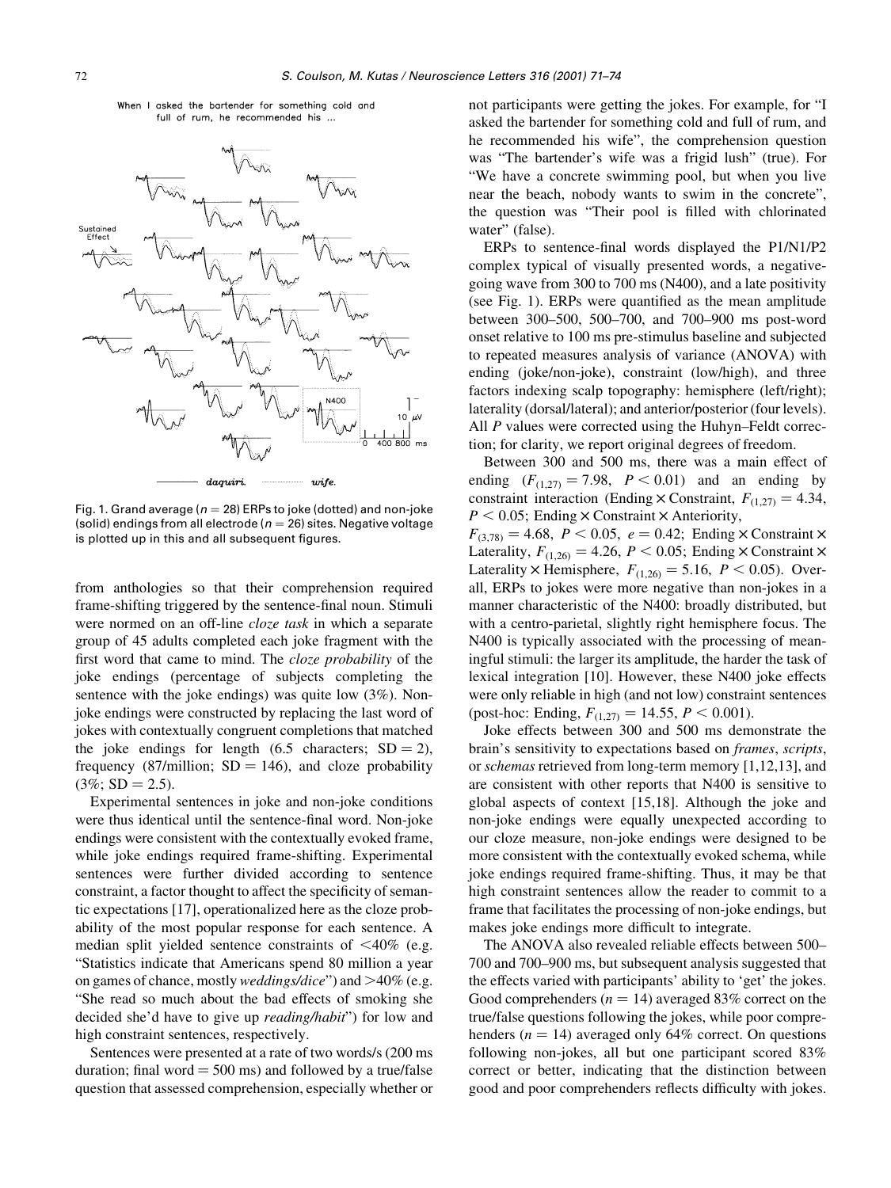When I asked the bartender for something cold and full of rum, he recommended his ...

Fig. 1. Grand average ($n = 28$) ERPs to joke (dotted) and non-joke (solid) endings from all electrode ($n = 26$) sites. Negative voltage is plotted up in this and all subsequent figures.

from anthologies so that their comprehension required frame-shifting triggered by the sentence-final noun. Stimuli were normed on an off-line *cloze task* in which a separate group of 45 adults completed each joke fragment with the first word that came to mind. The *cloze probability* of the joke endings (percentage of subjects completing the sentence with the joke endings) was quite low (3%). Non-joke endings were constructed by replacing the last word of jokes with contextually congruent completions that matched the joke endings for length (6.5 characters; SD = 2), frequency (87/million; SD = 146), and cloze probability (3%; SD = 2.5).

Experimental sentences in joke and non-joke conditions were thus identical until the sentence-final word. Non-joke endings were consistent with the contextually evoked frame, while joke endings required frame-shifting. Experimental sentences were further divided according to sentence constraint, a factor thought to affect the specificity of semantic expectations [17], operationalized here as the cloze probability of the most popular response for each sentence. A median split yielded sentence constraints of <40% (e.g. "Statistics indicate that Americans spend 80 million a year on games of chance, mostly *weddings/dice*") and >40% (e.g. "She read so much about the bad effects of smoking she decided she'd have to give up *reading/habit*") for low and high constraint sentences, respectively.

Sentences were presented at a rate of two words/s (200 ms duration; final word = 500 ms) and followed by a true/false question that assessed comprehension, especially whether or not participants were getting the jokes. For example, for "I asked the bartender for something cold and full of rum, and he recommended his wife", the comprehension question was "The bartender's wife was a frigid lush" (true). For "We have a concrete swimming pool, but when you live near the beach, nobody wants to swim in the concrete", the question was "Their pool is filled with chlorinated water" (false).

ERPs to sentence-final words displayed the P1/N1/P2 complex typical of visually presented words, a negative-going wave from 300 to 700 ms (N400), and a late positivity (see Fig. 1). ERPs were quantified as the mean amplitude between 300–500, 500–700, and 700–900 ms post-word onset relative to 100 ms pre-stimulus baseline and subjected to repeated measures analysis of variance (ANOVA) with ending (joke/non-joke), constraint (low/high), and three factors indexing scalp topography: hemisphere (left/right); laterality (dorsal/lateral); and anterior/posterior (four levels). All $P$ values were corrected using the Huhyn–Feldt correction; for clarity, we report original degrees of freedom.

Between 300 and 500 ms, there was a main effect of ending ($F_{(1,27)} = 7.98$, $P < 0.01$) and an ending by constraint interaction (Ending × Constraint, $F_{(1,27)} = 4.34$, $P < 0.05$; Ending × Constraint × Anteriority, $F_{(3,78)} = 4.68$, $P < 0.05$, $e = 0.42$; Ending × Constraint × Laterality, $F_{(1,26)} = 4.26$, $P < 0.05$; Ending × Constraint × Laterality × Hemisphere, $F_{(1,26)} = 5.16$, $P < 0.05$). Overall, ERPs to jokes were more negative than non-jokes in a manner characteristic of the N400: broadly distributed, but with a centro-parietal, slightly right hemisphere focus. The N400 is typically associated with the processing of meaningful stimuli: the larger its amplitude, the harder the task of lexical integration [10]. However, these N400 joke effects were only reliable in high (and not low) constraint sentences (post-hoc: Ending, $F_{(1,27)} = 14.55$, $P < 0.001$).

Joke effects between 300 and 500 ms demonstrate the brain's sensitivity to expectations based on *frames*, *scripts*, or *schemas* retrieved from long-term memory [1,12,13], and are consistent with other reports that N400 is sensitive to global aspects of context [15,18]. Although the joke and non-joke endings were equally unexpected according to our cloze measure, non-joke endings were designed to be more consistent with the contextually evoked schema, while joke endings required frame-shifting. Thus, it may be that high constraint sentences allow the reader to commit to a frame that facilitates the processing of non-joke endings, but makes joke endings more difficult to integrate.

The ANOVA also revealed reliable effects between 500–700 and 700–900 ms, but subsequent analysis suggested that the effects varied with participants' ability to 'get' the jokes. Good comprehenders ($n = 14$) averaged 83% correct on the true/false questions following the jokes, while poor comprehenders ($n = 14$) averaged only 64% correct. On questions following non-jokes, all but one participant scored 83% correct or better, indicating that the distinction between good and poor comprehenders reflects difficulty with jokes.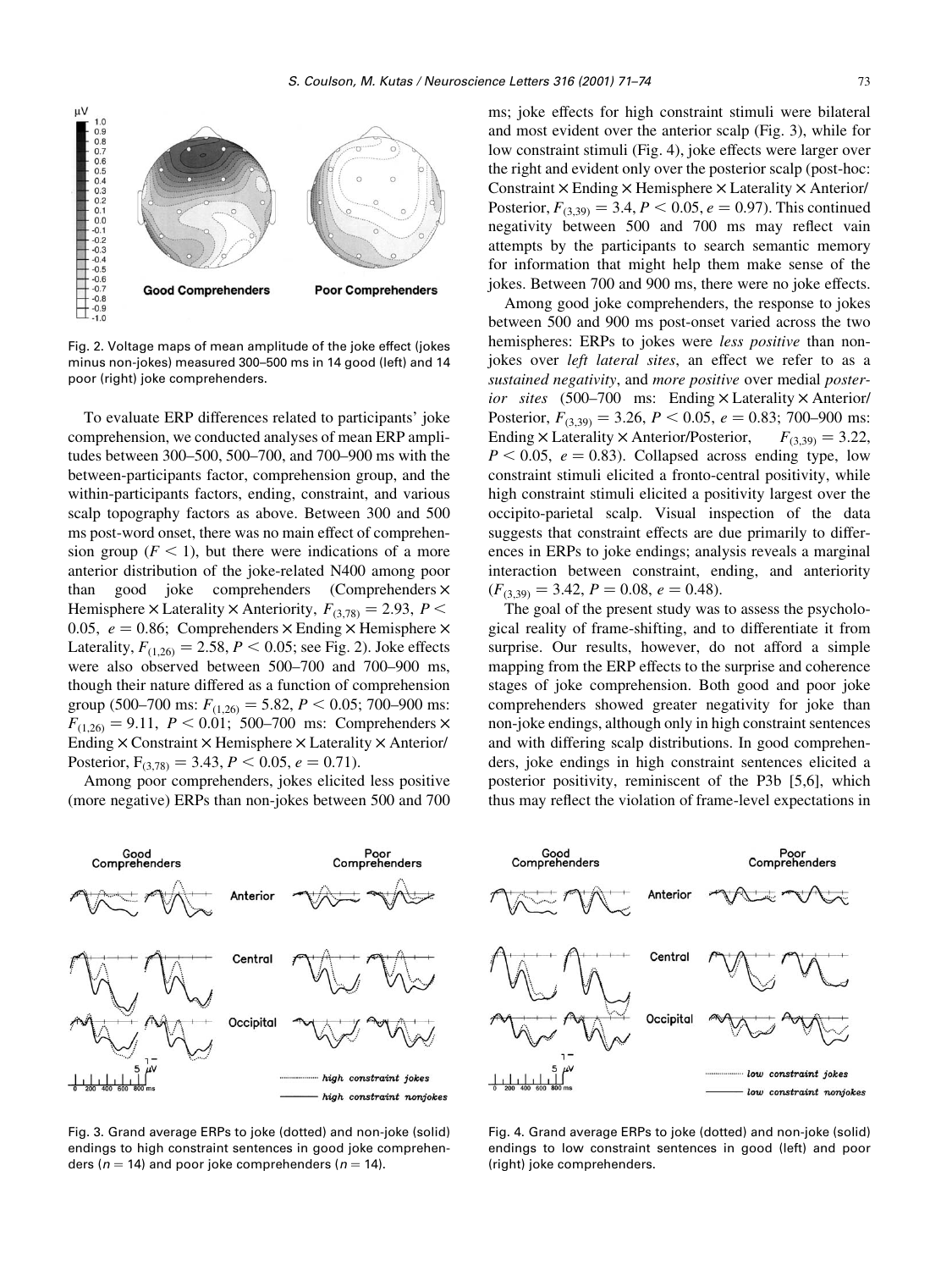Fig. 2. Voltage maps of mean amplitude of the joke effect (jokes minus non-jokes) measured 300–500 ms in 14 good (left) and 14 poor (right) joke comprehenders.

To evaluate ERP differences related to participants' joke comprehension, we conducted analyses of mean ERP amplitudes between 300–500, 500–700, and 700–900 ms with the between-participants factor, comprehension group, and the within-participants factors, ending, constraint, and various scalp topography factors as above. Between 300 and 500 ms post-word onset, there was no main effect of comprehension group ($F < 1$), but there were indications of a more anterior distribution of the joke-related N400 among poor than good joke comprehenders (Comprehenders × Hemisphere × Laterality × Anteriority, $F_{(3,78)} = 2.93$, $P < 0.05$, $e = 0.86$; Comprehenders × Ending × Hemisphere × Laterality, $F_{(1,26)} = 2.58$, $P < 0.05$; see Fig. 2). Joke effects were also observed between 500–700 and 700–900 ms, though their nature differed as a function of comprehension group (500–700 ms: $F_{(1,26)} = 5.82$, $P < 0.05$; 700–900 ms: $F_{(1,26)} = 9.11$, $P < 0.01$; 500–700 ms: Comprehenders × Ending × Constraint × Hemisphere × Laterality × Anterior/Posterior, $F_{(3,78)} = 3.43$, $P < 0.05$, $e = 0.71$).

Among poor comprehenders, jokes elicited less positive (more negative) ERPs than non-jokes between 500 and 700 ms; joke effects for high constraint stimuli were bilateral and most evident over the anterior scalp (Fig. 3), while for low constraint stimuli (Fig. 4), joke effects were larger over the right and evident only over the posterior scalp (post-hoc: Constraint × Ending × Hemisphere × Laterality × Anterior/Posterior, $F_{(3,39)} = 3.4$, $P < 0.05$, $e = 0.97$). This continued negativity between 500 and 700 ms may reflect vain attempts by the participants to search semantic memory for information that might help them make sense of the jokes. Between 700 and 900 ms, there were no joke effects.

Among good joke comprehenders, the response to jokes between 500 and 900 ms post-onset varied across the two hemispheres: ERPs to jokes were *less positive* than non-jokes over *left lateral sites*, an effect we refer to as a *sustained negativity*, and *more positive* over medial *posterior sites* (500–700 ms: Ending × Laterality × Anterior/Posterior, $F_{(3,39)} = 3.26$, $P < 0.05$, $e = 0.83$; 700–900 ms: Ending × Laterality × Anterior/Posterior, $F_{(3,39)} = 3.22$, $P < 0.05$, $e = 0.83$). Collapsed across ending type, low constraint stimuli elicited a fronto-central positivity, while high constraint stimuli elicited a positivity largest over the occipito-parietal scalp. Visual inspection of the data suggests that constraint effects are due primarily to differences in ERPs to joke endings; analysis reveals a marginal interaction between constraint, ending, and anteriority ($F_{(3,39)} = 3.42$, $P = 0.08$, $e = 0.48$).

The goal of the present study was to assess the psychological reality of frame-shifting, and to differentiate it from surprise. Our results, however, do not afford a simple mapping from the ERP effects to the surprise and coherence stages of joke comprehension. Both good and poor joke comprehenders showed greater negativity for joke than non-joke endings, although only in high constraint sentences and with differing scalp distributions. In good comprehenders, joke endings in high constraint sentences elicited a posterior positivity, reminiscent of the P3b [5,6], which thus may reflect the violation of frame-level expectations in

Fig. 3. Grand average ERPs to joke (dotted) and non-joke (solid) endings to high constraint sentences in good joke comprehenders ($n = 14$) and poor joke comprehenders ($n = 14$).

Fig. 4. Grand average ERPs to joke (dotted) and non-joke (solid) endings to low constraint sentences in good (left) and poor (right) joke comprehenders.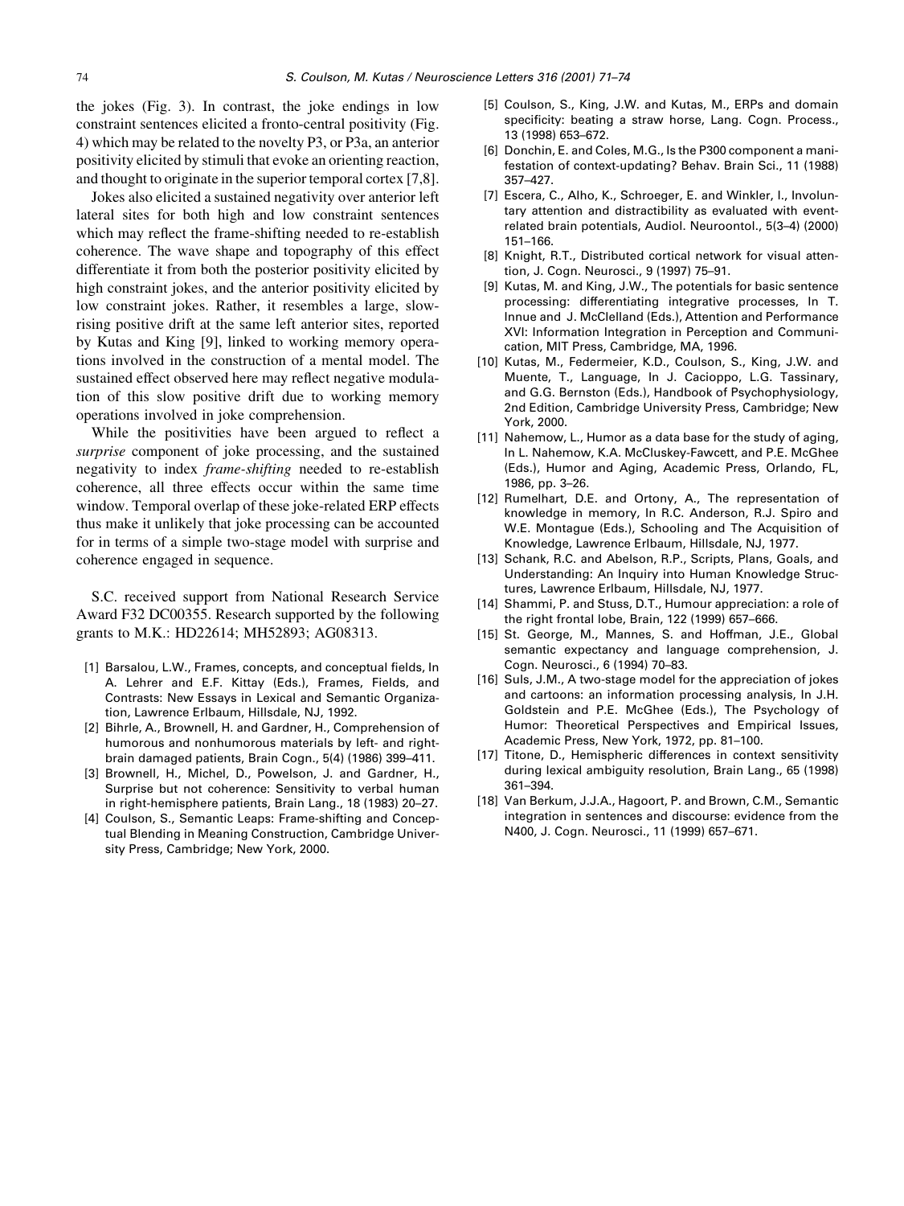the jokes (Fig. 3). In contrast, the joke endings in low constraint sentences elicited a fronto-central positivity (Fig. 4) which may be related to the novelty P3, or P3a, an anterior positivity elicited by stimuli that evoke an orienting reaction, and thought to originate in the superior temporal cortex [7,8].

Jokes also elicited a sustained negativity over anterior left lateral sites for both high and low constraint sentences which may reflect the frame-shifting needed to re-establish coherence. The wave shape and topography of this effect differentiate it from both the posterior positivity elicited by high constraint jokes, and the anterior positivity elicited by low constraint jokes. Rather, it resembles a large, slow-rising positive drift at the same left anterior sites, reported by Kutas and King [9], linked to working memory operations involved in the construction of a mental model. The sustained effect observed here may reflect negative modulation of this slow positive drift due to working memory operations involved in joke comprehension.

While the positivities have been argued to reflect a *surprise* component of joke processing, and the sustained negativity to index *frame-shifting* needed to re-establish coherence, all three effects occur within the same time window. Temporal overlap of these joke-related ERP effects thus make it unlikely that joke processing can be accounted for in terms of a simple two-stage model with surprise and coherence engaged in sequence.

S.C. received support from National Research Service Award F32 DC00355. Research supported by the following grants to M.K.: HD22614; MH52893; AG08313.

[1] Barsalou, L.W., Frames, concepts, and conceptual fields, In A. Lehrer and E.F. Kittay (Eds.), Frames, Fields, and Contrasts: New Essays in Lexical and Semantic Organization, Lawrence Erlbaum, Hillsdale, NJ, 1992.

[2] Bihrle, A., Brownell, H. and Gardner, H., Comprehension of humorous and nonhumorous materials by left- and right-brain damaged patients, Brain Cogn., 5(4) (1986) 399–411.

[3] Brownell, H., Michel, D., Powelson, J. and Gardner, H., Surprise but not coherence: Sensitivity to verbal human in right-hemisphere patients, Brain Lang., 18 (1983) 20–27.

[4] Coulson, S., Semantic Leaps: Frame-shifting and Conceptual Blending in Meaning Construction, Cambridge University Press, Cambridge; New York, 2000.

[5] Coulson, S., King, J.W. and Kutas, M., ERPs and domain specificity: beating a straw horse, Lang. Cogn. Process., 13 (1998) 653–672.

[6] Donchin, E. and Coles, M.G., Is the P300 component a manifestation of context-updating? Behav. Brain Sci., 11 (1988) 357–427.

[7] Escera, C., Alho, K., Schroeger, E. and Winkler, I., Involuntary attention and distractibility as evaluated with event-related brain potentials, Audiol. Neuroontol., 5(3–4) (2000) 151–166.

[8] Knight, R.T., Distributed cortical network for visual attention, J. Cogn. Neurosci., 9 (1997) 75–91.

[9] Kutas, M. and King, J.W., The potentials for basic sentence processing: differentiating integrative processes, In T. Innue and J. McClelland (Eds.), Attention and Performance XVI: Information Integration in Perception and Communication, MIT Press, Cambridge, MA, 1996.

[10] Kutas, M., Federmeier, K.D., Coulson, S., King, J.W. and Muente, T., Language, In J. Cacioppo, L.G. Tassinary, and G.G. Bernston (Eds.), Handbook of Psychophysiology, 2nd Edition, Cambridge University Press, Cambridge; New York, 2000.

[11] Nahemow, L., Humor as a data base for the study of aging, In L. Nahemow, K.A. McCluskey-Fawcett, and P.E. McGhee (Eds.), Humor and Aging, Academic Press, Orlando, FL, 1986, pp. 3–26.

[12] Rumelhart, D.E. and Ortony, A., The representation of knowledge in memory, In R.C. Anderson, R.J. Spiro and W.E. Montague (Eds.), Schooling and The Acquisition of Knowledge, Lawrence Erlbaum, Hillsdale, NJ, 1977.

[13] Schank, R.C. and Abelson, R.P., Scripts, Plans, Goals, and Understanding: An Inquiry into Human Knowledge Structures, Lawrence Erlbaum, Hillsdale, NJ, 1977.

[14] Shammi, P. and Stuss, D.T., Humour appreciation: a role of the right frontal lobe, Brain, 122 (1999) 657–666.

[15] St. George, M., Mannes, S. and Hoffman, J.E., Global semantic expectancy and language comprehension, J. Cogn. Neurosci., 6 (1994) 70–83.

[16] Suls, J.M., A two-stage model for the appreciation of jokes and cartoons: an information processing analysis, In J.H. Goldstein and P.E. McGhee (Eds.), The Psychology of Humor: Theoretical Perspectives and Empirical Issues, Academic Press, New York, 1972, pp. 81–100.

[17] Titone, D., Hemispheric differences in context sensitivity during lexical ambiguity resolution, Brain Lang., 65 (1998) 361–394.

[18] Van Berkum, J.J.A., Hagoort, P. and Brown, C.M., Semantic integration in sentences and discourse: evidence from the N400, J. Cogn. Neurosci., 11 (1999) 657–671.